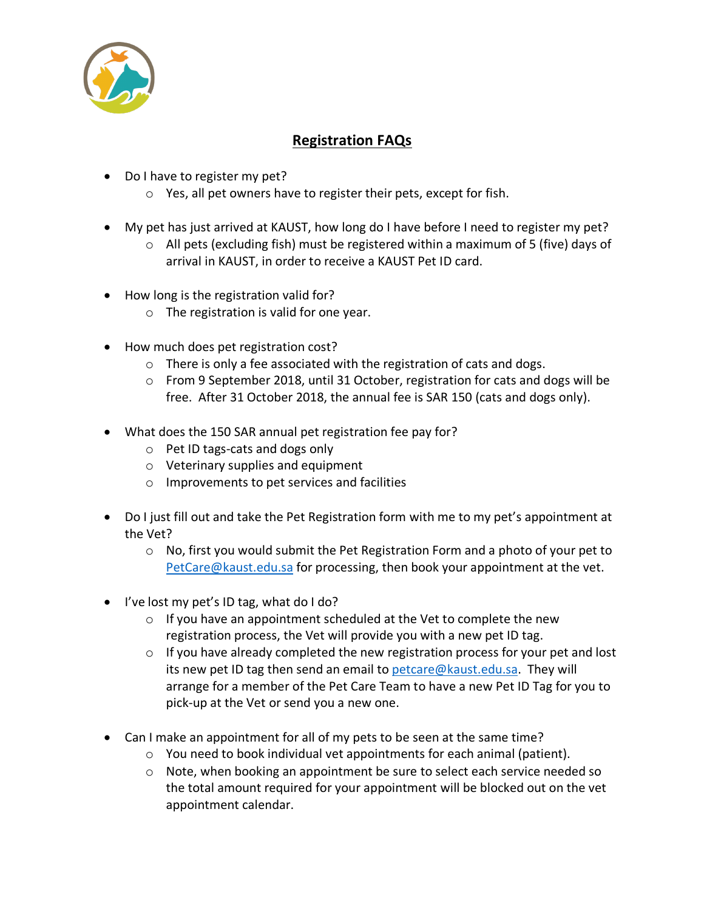# **Registration FAQs**

- Do I have to register my pet?
  - Yes, all pet owners have to register their pets, except for fish.

- My pet has just arrived at KAUST, how long do I have before I need to register my pet?
  - All pets (excluding fish) must be registered within a maximum of 5 (five) days of arrival in KAUST, in order to receive a KAUST Pet ID card.

- How long is the registration valid for?
  - The registration is valid for one year.

- How much does pet registration cost?
  - There is only a fee associated with the registration of cats and dogs.
  - From 9 September 2018, until 31 October, registration for cats and dogs will be free. After 31 October 2018, the annual fee is SAR 150 (cats and dogs only).

- What does the 150 SAR annual pet registration fee pay for?
  - Pet ID tags-cats and dogs only
  - Veterinary supplies and equipment
  - Improvements to pet services and facilities

- Do I just fill out and take the Pet Registration form with me to my pet's appointment at the Vet?
  - No, first you would submit the Pet Registration Form and a photo of your pet to PetCare@kaust.edu.sa for processing, then book your appointment at the vet.

- I've lost my pet's ID tag, what do I do?
  - If you have an appointment scheduled at the Vet to complete the new registration process, the Vet will provide you with a new pet ID tag.
  - If you have already completed the new registration process for your pet and lost its new pet ID tag then send an email to petcare@kaust.edu.sa. They will arrange for a member of the Pet Care Team to have a new Pet ID Tag for you to pick-up at the Vet or send you a new one.

- Can I make an appointment for all of my pets to be seen at the same time?
  - You need to book individual vet appointments for each animal (patient).
  - Note, when booking an appointment be sure to select each service needed so the total amount required for your appointment will be blocked out on the vet appointment calendar.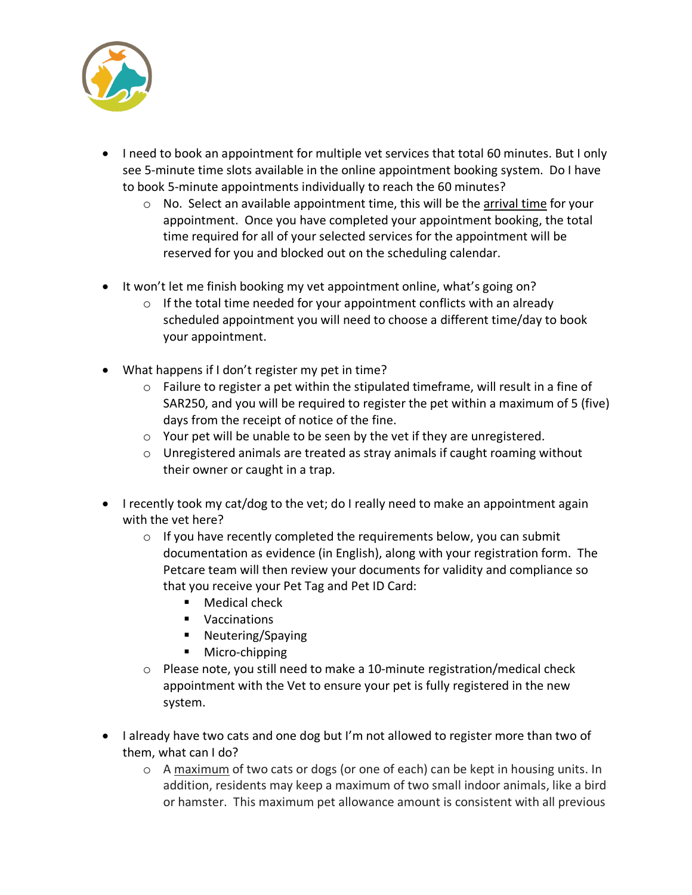- I need to book an appointment for multiple vet services that total 60 minutes. But I only see 5-minute time slots available in the online appointment booking system. Do I have to book 5-minute appointments individually to reach the 60 minutes?
    - No. Select an available appointment time, this will be the arrival time for your appointment. Once you have completed your appointment booking, the total time required for all of your selected services for the appointment will be reserved for you and blocked out on the scheduling calendar.

- It won't let me finish booking my vet appointment online, what's going on?
    - If the total time needed for your appointment conflicts with an already scheduled appointment you will need to choose a different time/day to book your appointment.

- What happens if I don't register my pet in time?
    - Failure to register a pet within the stipulated timeframe, will result in a fine of SAR250, and you will be required to register the pet within a maximum of 5 (five) days from the receipt of notice of the fine.
    - Your pet will be unable to be seen by the vet if they are unregistered.
    - Unregistered animals are treated as stray animals if caught roaming without their owner or caught in a trap.

- I recently took my cat/dog to the vet; do I really need to make an appointment again with the vet here?
    - If you have recently completed the requirements below, you can submit documentation as evidence (in English), along with your registration form. The Petcare team will then review your documents for validity and compliance so that you receive your Pet Tag and Pet ID Card:
        - Medical check
        - Vaccinations
        - Neutering/Spaying
        - Micro-chipping
    - Please note, you still need to make a 10-minute registration/medical check appointment with the Vet to ensure your pet is fully registered in the new system.

- I already have two cats and one dog but I'm not allowed to register more than two of them, what can I do?
    - A maximum of two cats or dogs (or one of each) can be kept in housing units. In addition, residents may keep a maximum of two small indoor animals, like a bird or hamster. This maximum pet allowance amount is consistent with all previous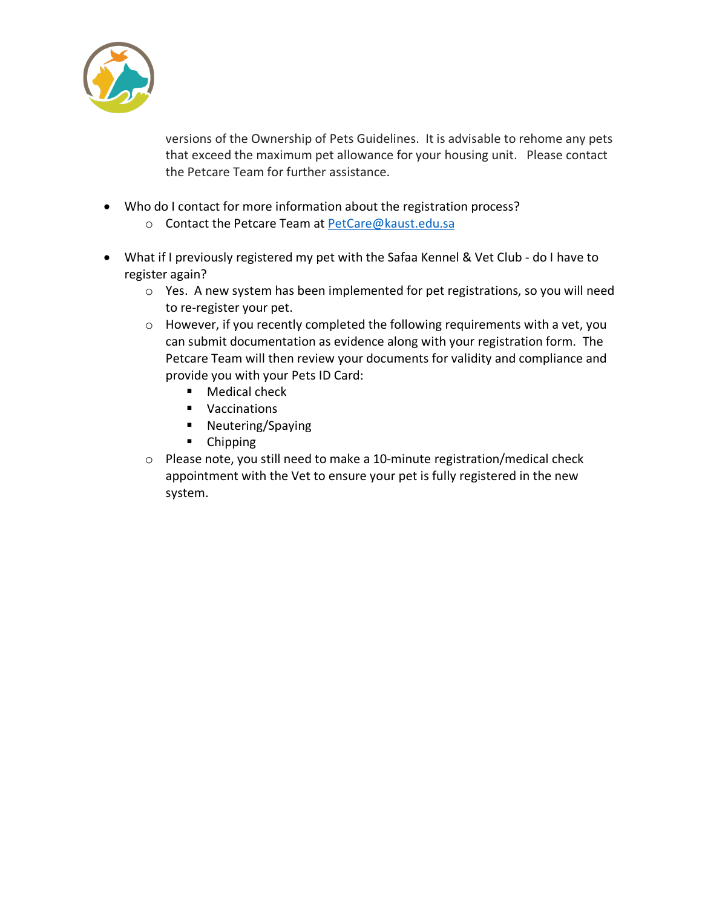versions of the Ownership of Pets Guidelines. It is advisable to rehome any pets that exceed the maximum pet allowance for your housing unit. Please contact the Petcare Team for further assistance.

- Who do I contact for more information about the registration process?
  - Contact the Petcare Team at [PetCare@kaust.edu.sa](mailto:PetCare@kaust.edu.sa)

- What if I previously registered my pet with the Safaa Kennel & Vet Club - do I have to register again?
  - Yes. A new system has been implemented for pet registrations, so you will need to re-register your pet.
  - However, if you recently completed the following requirements with a vet, you can submit documentation as evidence along with your registration form. The Petcare Team will then review your documents for validity and compliance and provide you with your Pets ID Card:
    - Medical check
    - Vaccinations
    - Neutering/Spaying
    - Chipping
  - Please note, you still need to make a 10-minute registration/medical check appointment with the Vet to ensure your pet is fully registered in the new system.